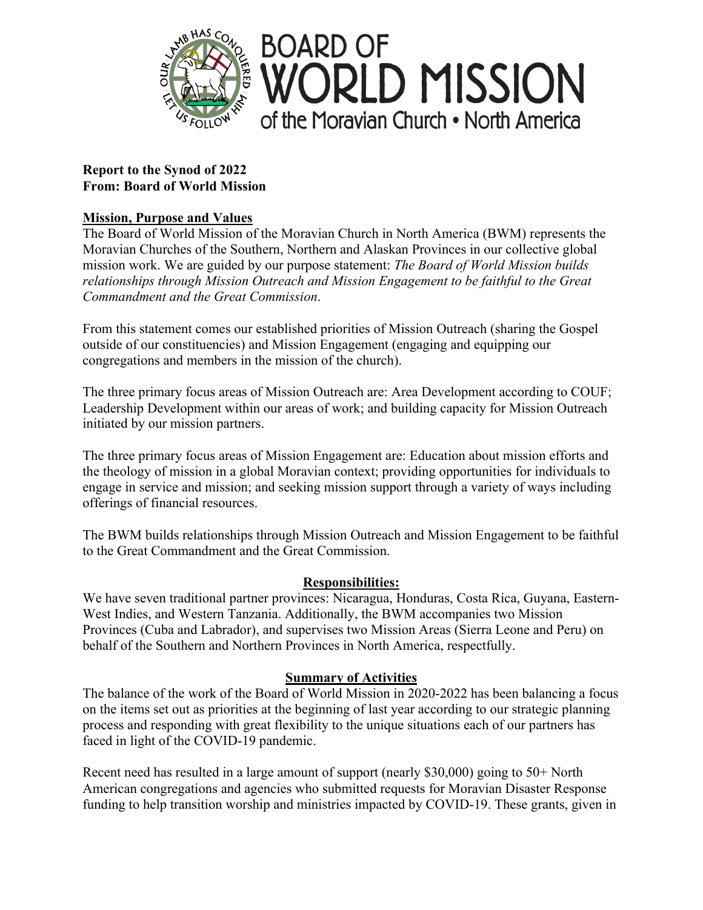# BOARD OF WORLD MISSION
of the Moravian Church • North America

**Report to the Synod of 2022**
**From: Board of World Mission**

## Mission, Purpose and Values

The Board of World Mission of the Moravian Church in North America (BWM) represents the Moravian Churches of the Southern, Northern and Alaskan Provinces in our collective global mission work. We are guided by our purpose statement: *The Board of World Mission builds relationships through Mission Outreach and Mission Engagement to be faithful to the Great Commandment and the Great Commission*.

From this statement comes our established priorities of Mission Outreach (sharing the Gospel outside of our constituencies) and Mission Engagement (engaging and equipping our congregations and members in the mission of the church).

The three primary focus areas of Mission Outreach are: Area Development according to COUF; Leadership Development within our areas of work; and building capacity for Mission Outreach initiated by our mission partners.

The three primary focus areas of Mission Engagement are: Education about mission efforts and the theology of mission in a global Moravian context; providing opportunities for individuals to engage in service and mission; and seeking mission support through a variety of ways including offerings of financial resources.

The BWM builds relationships through Mission Outreach and Mission Engagement to be faithful to the Great Commandment and the Great Commission.

## Responsibilities:

We have seven traditional partner provinces: Nicaragua, Honduras, Costa Rica, Guyana, Eastern-West Indies, and Western Tanzania. Additionally, the BWM accompanies two Mission Provinces (Cuba and Labrador), and supervises two Mission Areas (Sierra Leone and Peru) on behalf of the Southern and Northern Provinces in North America, respectfully.

## Summary of Activities

The balance of the work of the Board of World Mission in 2020-2022 has been balancing a focus on the items set out as priorities at the beginning of last year according to our strategic planning process and responding with great flexibility to the unique situations each of our partners has faced in light of the COVID-19 pandemic.

Recent need has resulted in a large amount of support (nearly $30,000) going to 50+ North American congregations and agencies who submitted requests for Moravian Disaster Response funding to help transition worship and ministries impacted by COVID-19. These grants, given in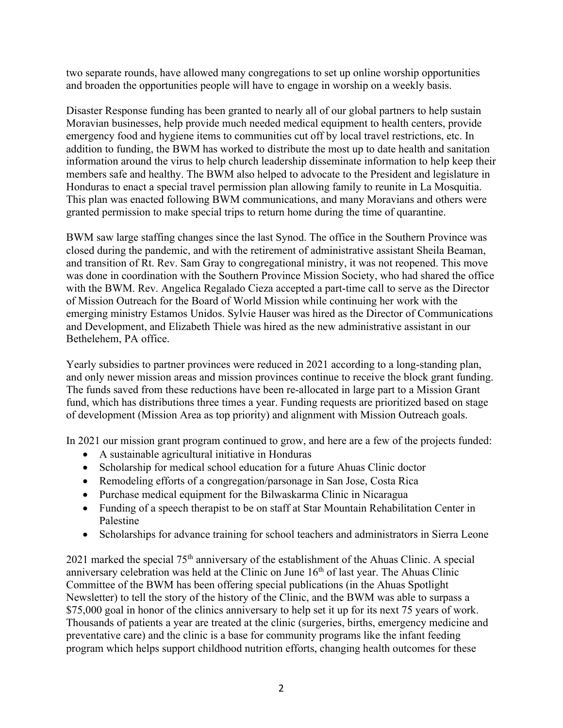two separate rounds, have allowed many congregations to set up online worship opportunities and broaden the opportunities people will have to engage in worship on a weekly basis.

Disaster Response funding has been granted to nearly all of our global partners to help sustain Moravian businesses, help provide much needed medical equipment to health centers, provide emergency food and hygiene items to communities cut off by local travel restrictions, etc. In addition to funding, the BWM has worked to distribute the most up to date health and sanitation information around the virus to help church leadership disseminate information to help keep their members safe and healthy. The BWM also helped to advocate to the President and legislature in Honduras to enact a special travel permission plan allowing family to reunite in La Mosquitia. This plan was enacted following BWM communications, and many Moravians and others were granted permission to make special trips to return home during the time of quarantine.

BWM saw large staffing changes since the last Synod. The office in the Southern Province was closed during the pandemic, and with the retirement of administrative assistant Sheila Beaman, and transition of Rt. Rev. Sam Gray to congregational ministry, it was not reopened. This move was done in coordination with the Southern Province Mission Society, who had shared the office with the BWM. Rev. Angelica Regalado Cieza accepted a part-time call to serve as the Director of Mission Outreach for the Board of World Mission while continuing her work with the emerging ministry Estamos Unidos. Sylvie Hauser was hired as the Director of Communications and Development, and Elizabeth Thiele was hired as the new administrative assistant in our Bethelehem, PA office.

Yearly subsidies to partner provinces were reduced in 2021 according to a long-standing plan, and only newer mission areas and mission provinces continue to receive the block grant funding. The funds saved from these reductions have been re-allocated in large part to a Mission Grant fund, which has distributions three times a year. Funding requests are prioritized based on stage of development (Mission Area as top priority) and alignment with Mission Outreach goals.

In 2021 our mission grant program continued to grow, and here are a few of the projects funded:

- A sustainable agricultural initiative in Honduras
- Scholarship for medical school education for a future Ahuas Clinic doctor
- Remodeling efforts of a congregation/parsonage in San Jose, Costa Rica
- Purchase medical equipment for the Bilwaskarma Clinic in Nicaragua
- Funding of a speech therapist to be on staff at Star Mountain Rehabilitation Center in Palestine
- Scholarships for advance training for school teachers and administrators in Sierra Leone

2021 marked the special 75th anniversary of the establishment of the Ahuas Clinic. A special anniversary celebration was held at the Clinic on June 16th of last year. The Ahuas Clinic Committee of the BWM has been offering special publications (in the Ahuas Spotlight Newsletter) to tell the story of the history of the Clinic, and the BWM was able to surpass a $75,000 goal in honor of the clinics anniversary to help set it up for its next 75 years of work. Thousands of patients a year are treated at the clinic (surgeries, births, emergency medicine and preventative care) and the clinic is a base for community programs like the infant feeding program which helps support childhood nutrition efforts, changing health outcomes for these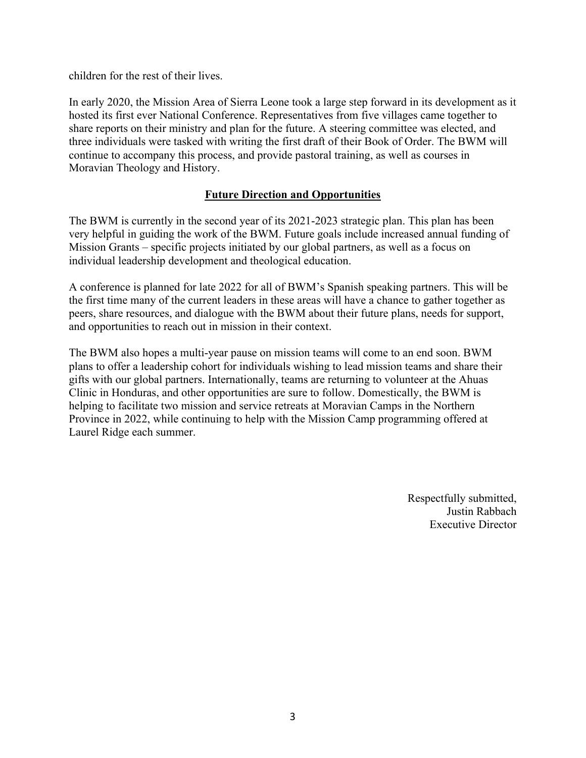children for the rest of their lives.

In early 2020, the Mission Area of Sierra Leone took a large step forward in its development as it hosted its first ever National Conference. Representatives from five villages came together to share reports on their ministry and plan for the future. A steering committee was elected, and three individuals were tasked with writing the first draft of their Book of Order. The BWM will continue to accompany this process, and provide pastoral training, as well as courses in Moravian Theology and History.

## Future Direction and Opportunities

The BWM is currently in the second year of its 2021-2023 strategic plan. This plan has been very helpful in guiding the work of the BWM. Future goals include increased annual funding of Mission Grants – specific projects initiated by our global partners, as well as a focus on individual leadership development and theological education.

A conference is planned for late 2022 for all of BWM's Spanish speaking partners. This will be the first time many of the current leaders in these areas will have a chance to gather together as peers, share resources, and dialogue with the BWM about their future plans, needs for support, and opportunities to reach out in mission in their context.

The BWM also hopes a multi-year pause on mission teams will come to an end soon. BWM plans to offer a leadership cohort for individuals wishing to lead mission teams and share their gifts with our global partners. Internationally, teams are returning to volunteer at the Ahuas Clinic in Honduras, and other opportunities are sure to follow. Domestically, the BWM is helping to facilitate two mission and service retreats at Moravian Camps in the Northern Province in 2022, while continuing to help with the Mission Camp programming offered at Laurel Ridge each summer.

Respectfully submitted,
Justin Rabbach
Executive Director